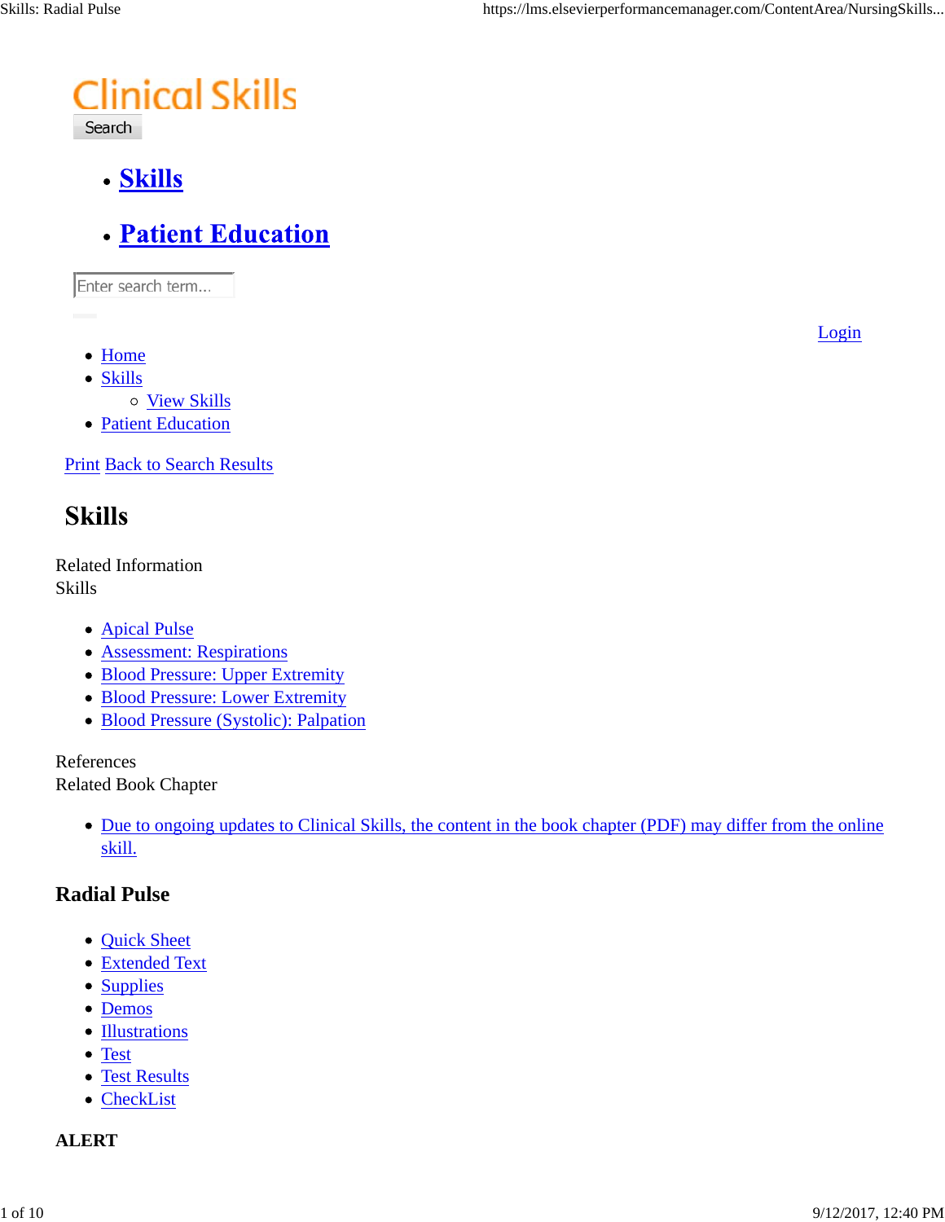# Clinical Skills

Search

- **Skills**
- **Patient Education**

Enter search term...

Login

- Home
- Skills
  - View Skills
- Patient Education

Print Back to Search Results

## Skills

Related Information
Skills

- Apical Pulse
- Assessment: Respirations
- Blood Pressure: Upper Extremity
- Blood Pressure: Lower Extremity
- Blood Pressure (Systolic): Palpation

References
Related Book Chapter

- Due to ongoing updates to Clinical Skills, the content in the book chapter (PDF) may differ from the online skill.

### Radial Pulse

- Quick Sheet
- Extended Text
- Supplies
- Demos
- Illustrations
- Test
- Test Results
- CheckList

**ALERT**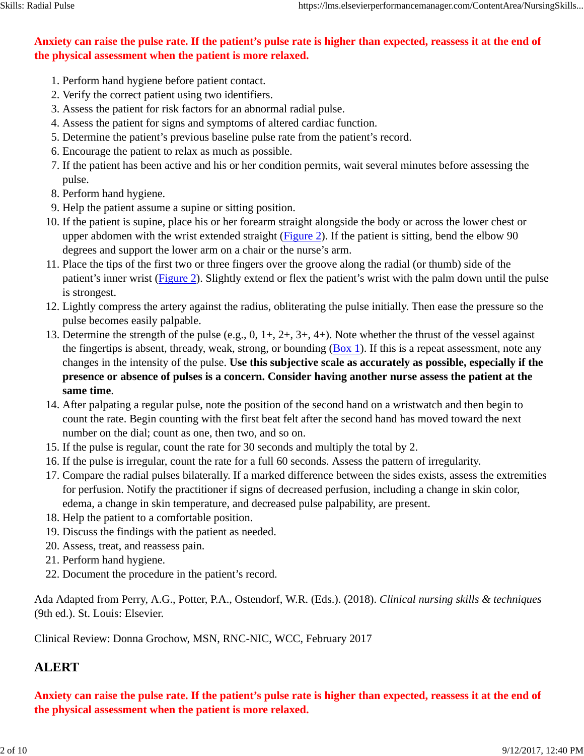**Anxiety can raise the pulse rate. If the patient's pulse rate is higher than expected, reassess it at the end of the physical assessment when the patient is more relaxed.**

1. Perform hand hygiene before patient contact.
2. Verify the correct patient using two identifiers.
3. Assess the patient for risk factors for an abnormal radial pulse.
4. Assess the patient for signs and symptoms of altered cardiac function.
5. Determine the patient's previous baseline pulse rate from the patient's record.
6. Encourage the patient to relax as much as possible.
7. If the patient has been active and his or her condition permits, wait several minutes before assessing the pulse.
8. Perform hand hygiene.
9. Help the patient assume a supine or sitting position.
10. If the patient is supine, place his or her forearm straight alongside the body or across the lower chest or upper abdomen with the wrist extended straight (Figure 2). If the patient is sitting, bend the elbow 90 degrees and support the lower arm on a chair or the nurse's arm.
11. Place the tips of the first two or three fingers over the groove along the radial (or thumb) side of the patient's inner wrist (Figure 2). Slightly extend or flex the patient's wrist with the palm down until the pulse is strongest.
12. Lightly compress the artery against the radius, obliterating the pulse initially. Then ease the pressure so the pulse becomes easily palpable.
13. Determine the strength of the pulse (e.g., 0, 1+, 2+, 3+, 4+). Note whether the thrust of the vessel against the fingertips is absent, thready, weak, strong, or bounding (Box 1). If this is a repeat assessment, note any changes in the intensity of the pulse. **Use this subjective scale as accurately as possible, especially if the presence or absence of pulses is a concern. Consider having another nurse assess the patient at the same time**.
14. After palpating a regular pulse, note the position of the second hand on a wristwatch and then begin to count the rate. Begin counting with the first beat felt after the second hand has moved toward the next number on the dial; count as one, then two, and so on.
15. If the pulse is regular, count the rate for 30 seconds and multiply the total by 2.
16. If the pulse is irregular, count the rate for a full 60 seconds. Assess the pattern of irregularity.
17. Compare the radial pulses bilaterally. If a marked difference between the sides exists, assess the extremities for perfusion. Notify the practitioner if signs of decreased perfusion, including a change in skin color, edema, a change in skin temperature, and decreased pulse palpability, are present.
18. Help the patient to a comfortable position.
19. Discuss the findings with the patient as needed.
20. Assess, treat, and reassess pain.
21. Perform hand hygiene.
22. Document the procedure in the patient's record.

Ada Adapted from Perry, A.G., Potter, P.A., Ostendorf, W.R. (Eds.). (2018). *Clinical nursing skills & techniques* (9th ed.). St. Louis: Elsevier.

Clinical Review: Donna Grochow, MSN, RNC-NIC, WCC, February 2017

## ALERT

**Anxiety can raise the pulse rate. If the patient's pulse rate is higher than expected, reassess it at the end of the physical assessment when the patient is more relaxed.**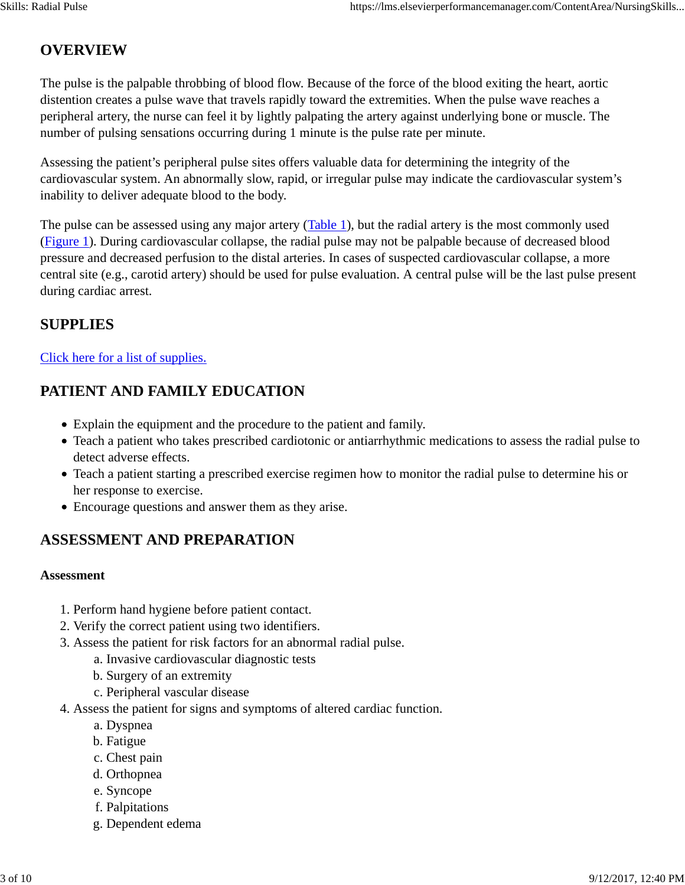## OVERVIEW

The pulse is the palpable throbbing of blood flow. Because of the force of the blood exiting the heart, aortic distention creates a pulse wave that travels rapidly toward the extremities. When the pulse wave reaches a peripheral artery, the nurse can feel it by lightly palpating the artery against underlying bone or muscle. The number of pulsing sensations occurring during 1 minute is the pulse rate per minute.

Assessing the patient's peripheral pulse sites offers valuable data for determining the integrity of the cardiovascular system. An abnormally slow, rapid, or irregular pulse may indicate the cardiovascular system's inability to deliver adequate blood to the body.

The pulse can be assessed using any major artery (Table 1), but the radial artery is the most commonly used (Figure 1). During cardiovascular collapse, the radial pulse may not be palpable because of decreased blood pressure and decreased perfusion to the distal arteries. In cases of suspected cardiovascular collapse, a more central site (e.g., carotid artery) should be used for pulse evaluation. A central pulse will be the last pulse present during cardiac arrest.

## SUPPLIES

Click here for a list of supplies.

## PATIENT AND FAMILY EDUCATION

- Explain the equipment and the procedure to the patient and family.
- Teach a patient who takes prescribed cardiotonic or antiarrhythmic medications to assess the radial pulse to detect adverse effects.
- Teach a patient starting a prescribed exercise regimen how to monitor the radial pulse to determine his or her response to exercise.
- Encourage questions and answer them as they arise.

## ASSESSMENT AND PREPARATION

### Assessment

1. Perform hand hygiene before patient contact.
2. Verify the correct patient using two identifiers.
3. Assess the patient for risk factors for an abnormal radial pulse.
   a. Invasive cardiovascular diagnostic tests
   b. Surgery of an extremity
   c. Peripheral vascular disease
4. Assess the patient for signs and symptoms of altered cardiac function.
   a. Dyspnea
   b. Fatigue
   c. Chest pain
   d. Orthopnea
   e. Syncope
   f. Palpitations
   g. Dependent edema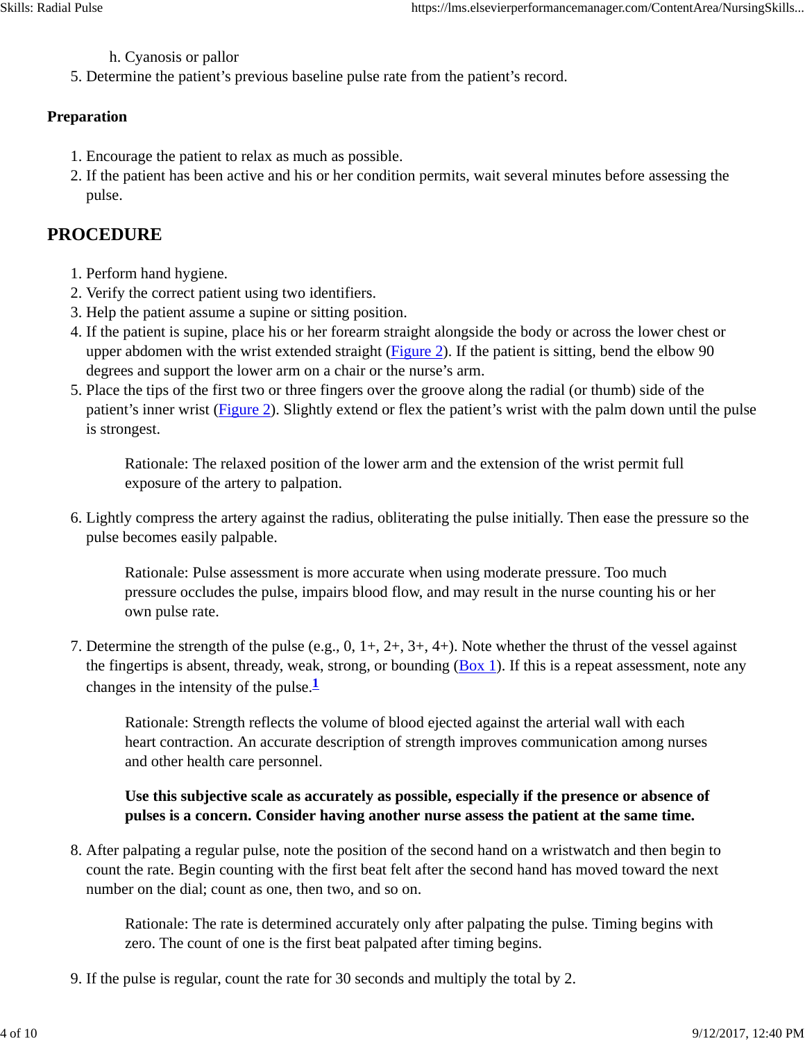h. Cyanosis or pallor

5. Determine the patient's previous baseline pulse rate from the patient's record.

**Preparation**

1. Encourage the patient to relax as much as possible.
2. If the patient has been active and his or her condition permits, wait several minutes before assessing the pulse.

## PROCEDURE

1. Perform hand hygiene.
2. Verify the correct patient using two identifiers.
3. Help the patient assume a supine or sitting position.
4. If the patient is supine, place his or her forearm straight alongside the body or across the lower chest or upper abdomen with the wrist extended straight (Figure 2). If the patient is sitting, bend the elbow 90 degrees and support the lower arm on a chair or the nurse's arm.
5. Place the tips of the first two or three fingers over the groove along the radial (or thumb) side of the patient's inner wrist (Figure 2). Slightly extend or flex the patient's wrist with the palm down until the pulse is strongest.

    Rationale: The relaxed position of the lower arm and the extension of the wrist permit full exposure of the artery to palpation.

6. Lightly compress the artery against the radius, obliterating the pulse initially. Then ease the pressure so the pulse becomes easily palpable.

    Rationale: Pulse assessment is more accurate when using moderate pressure. Too much pressure occludes the pulse, impairs blood flow, and may result in the nurse counting his or her own pulse rate.

7. Determine the strength of the pulse (e.g., 0, 1+, 2+, 3+, 4+). Note whether the thrust of the vessel against the fingertips is absent, thready, weak, strong, or bounding (Box 1). If this is a repeat assessment, note any changes in the intensity of the pulse.[1]

    Rationale: Strength reflects the volume of blood ejected against the arterial wall with each heart contraction. An accurate description of strength improves communication among nurses and other health care personnel.

    **Use this subjective scale as accurately as possible, especially if the presence or absence of pulses is a concern. Consider having another nurse assess the patient at the same time.**

8. After palpating a regular pulse, note the position of the second hand on a wristwatch and then begin to count the rate. Begin counting with the first beat felt after the second hand has moved toward the next number on the dial; count as one, then two, and so on.

    Rationale: The rate is determined accurately only after palpating the pulse. Timing begins with zero. The count of one is the first beat palpated after timing begins.

9. If the pulse is regular, count the rate for 30 seconds and multiply the total by 2.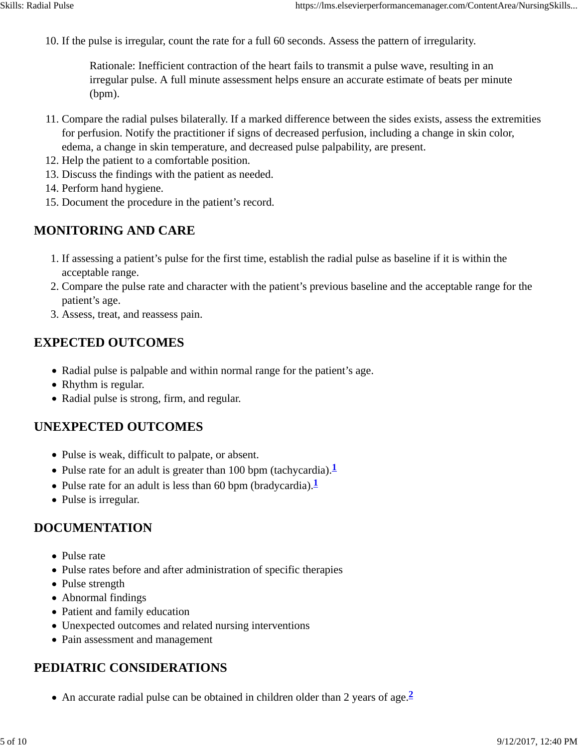10. If the pulse is irregular, count the rate for a full 60 seconds. Assess the pattern of irregularity.

    Rationale: Inefficient contraction of the heart fails to transmit a pulse wave, resulting in an irregular pulse. A full minute assessment helps ensure an accurate estimate of beats per minute (bpm).

11. Compare the radial pulses bilaterally. If a marked difference between the sides exists, assess the extremities for perfusion. Notify the practitioner if signs of decreased perfusion, including a change in skin color, edema, a change in skin temperature, and decreased pulse palpability, are present.
12. Help the patient to a comfortable position.
13. Discuss the findings with the patient as needed.
14. Perform hand hygiene.
15. Document the procedure in the patient's record.

## MONITORING AND CARE

1. If assessing a patient's pulse for the first time, establish the radial pulse as baseline if it is within the acceptable range.
2. Compare the pulse rate and character with the patient's previous baseline and the acceptable range for the patient's age.
3. Assess, treat, and reassess pain.

## EXPECTED OUTCOMES

- Radial pulse is palpable and within normal range for the patient's age.
- Rhythm is regular.
- Radial pulse is strong, firm, and regular.

## UNEXPECTED OUTCOMES

- Pulse is weak, difficult to palpate, or absent.
- Pulse rate for an adult is greater than 100 bpm (tachycardia).[1]
- Pulse rate for an adult is less than 60 bpm (bradycardia).[1]
- Pulse is irregular.

## DOCUMENTATION

- Pulse rate
- Pulse rates before and after administration of specific therapies
- Pulse strength
- Abnormal findings
- Patient and family education
- Unexpected outcomes and related nursing interventions
- Pain assessment and management

## PEDIATRIC CONSIDERATIONS

- An accurate radial pulse can be obtained in children older than 2 years of age.[2]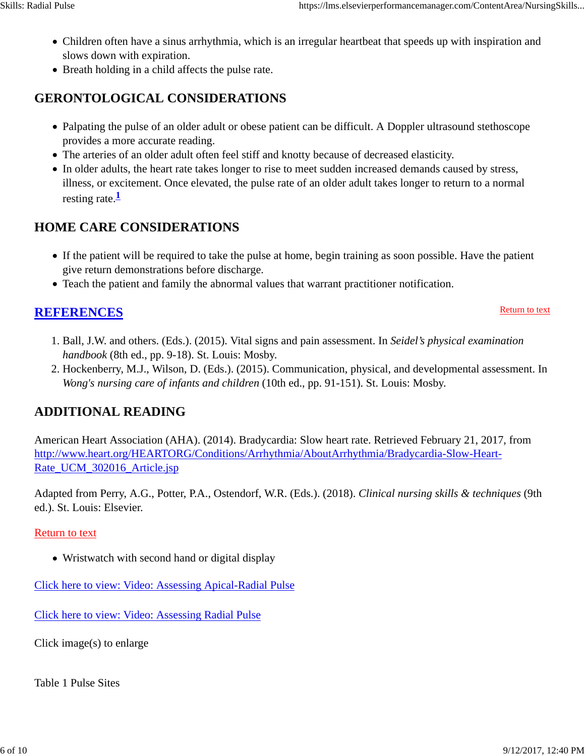- Children often have a sinus arrhythmia, which is an irregular heartbeat that speeds up with inspiration and slows down with expiration.
- Breath holding in a child affects the pulse rate.

## GERONTOLOGICAL CONSIDERATIONS

- Palpating the pulse of an older adult or obese patient can be difficult. A Doppler ultrasound stethoscope provides a more accurate reading.
- The arteries of an older adult often feel stiff and knotty because of decreased elasticity.
- In older adults, the heart rate takes longer to rise to meet sudden increased demands caused by stress, illness, or excitement. Once elevated, the pulse rate of an older adult takes longer to return to a normal resting rate.[1]

## HOME CARE CONSIDERATIONS

- If the patient will be required to take the pulse at home, begin training as soon possible. Have the patient give return demonstrations before discharge.
- Teach the patient and family the abnormal values that warrant practitioner notification.

## REFERENCES

Return to text

1. Ball, J.W. and others. (Eds.). (2015). Vital signs and pain assessment. In *Seidel's physical examination handbook* (8th ed., pp. 9-18). St. Louis: Mosby.
2. Hockenberry, M.J., Wilson, D. (Eds.). (2015). Communication, physical, and developmental assessment. In *Wong's nursing care of infants and children* (10th ed., pp. 91-151). St. Louis: Mosby.

## ADDITIONAL READING

American Heart Association (AHA). (2014). Bradycardia: Slow heart rate. Retrieved February 21, 2017, from http://www.heart.org/HEARTORG/Conditions/Arrhythmia/AboutArrhythmia/Bradycardia-Slow-Heart-Rate_UCM_302016_Article.jsp

Adapted from Perry, A.G., Potter, P.A., Ostendorf, W.R. (Eds.). (2018). *Clinical nursing skills & techniques* (9th ed.). St. Louis: Elsevier.

Return to text

- Wristwatch with second hand or digital display

Click here to view: Video: Assessing Apical-Radial Pulse

Click here to view: Video: Assessing Radial Pulse

Click image(s) to enlarge

Table 1 Pulse Sites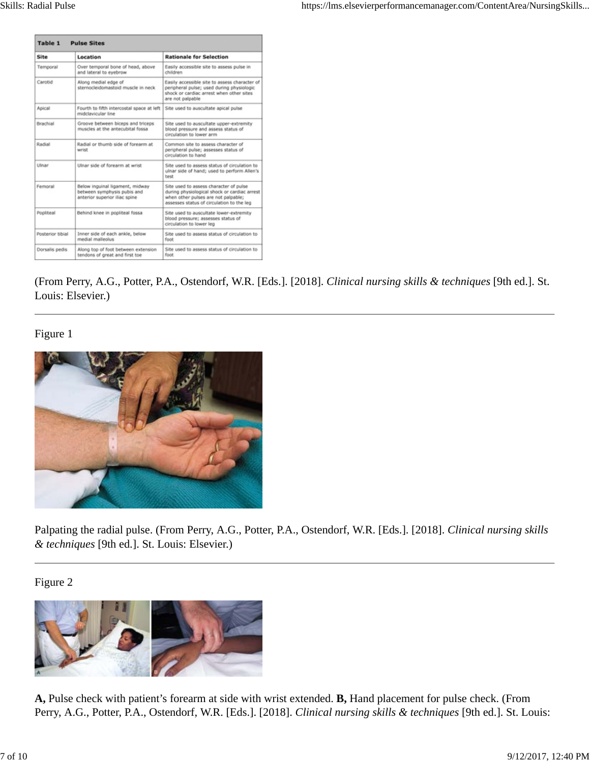| Table 1 Pulse Sites | | |
|---|---|---|
| **Site** | **Location** | **Rationale for Selection** |
| Temporal | Over temporal bone of head, above and lateral to eyebrow | Easily accessible site to assess pulse in children |
| Carotid | Along medial edge of sternocleidomastoid muscle in neck | Easily accessible site to assess character of peripheral pulse; used during physiologic shock or cardiac arrest when other sites are not palpable |
| Apical | Fourth to fifth intercostal space at left midclavicular line | Site used to auscultate apical pulse |
| Brachial | Groove between biceps and triceps muscles at the antecubital fossa | Site used to auscultate upper-extremity blood pressure and assess status of circulation to lower arm |
| Radial | Radial or thumb side of forearm at wrist | Common site to assess character of peripheral pulse; assesses status of circulation to hand |
| Ulnar | Ulnar side of forearm at wrist | Site used to assess status of circulation to ulnar side of hand; used to perform Allen's test |
| Femoral | Below inguinal ligament, midway between symphysis pubis and anterior superior iliac spine | Site used to assess character of pulse during physiological shock or cardiac arrest when other pulses are not palpable; assesses status of circulation to the leg |
| Popliteal | Behind knee in popliteal fossa | Site used to auscultate lower-extremity blood pressure; assesses status of circulation to lower leg |
| Posterior tibial | Inner side of each ankle, below medial malleolus | Site used to assess status of circulation to foot |
| Dorsalis pedis | Along top of foot between extension tendons of great and first toe | Site used to assess status of circulation to foot |

(From Perry, A.G., Potter, P.A., Ostendorf, W.R. [Eds.]. [2018]. *Clinical nursing skills & techniques* [9th ed.]. St. Louis: Elsevier.)

---

Figure 1

Palpating the radial pulse. (From Perry, A.G., Potter, P.A., Ostendorf, W.R. [Eds.]. [2018]. *Clinical nursing skills & techniques* [9th ed.]. St. Louis: Elsevier.)

---

Figure 2

**A,** Pulse check with patient's forearm at side with wrist extended. **B,** Hand placement for pulse check. (From Perry, A.G., Potter, P.A., Ostendorf, W.R. [Eds.]. [2018]. *Clinical nursing skills & techniques* [9th ed.]. St. Louis: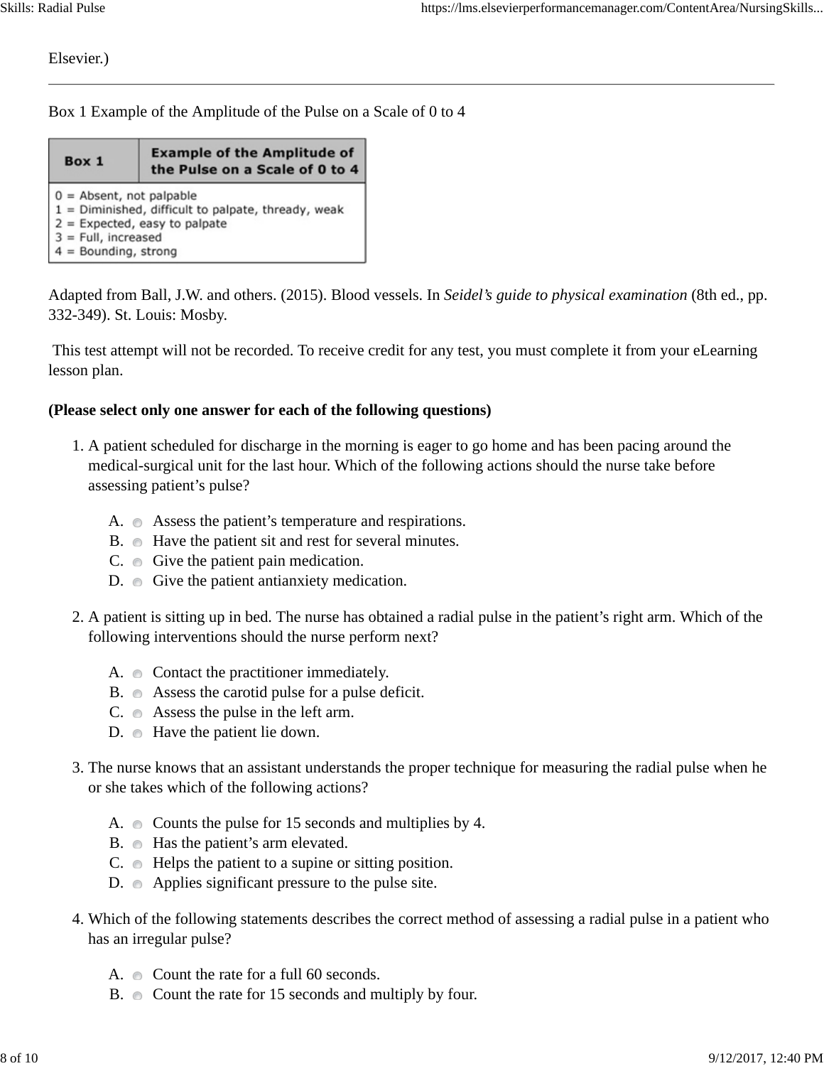Elsevier.)

---

Box 1 Example of the Amplitude of the Pulse on a Scale of 0 to 4

| Box 1 | Example of the Amplitude of the Pulse on a Scale of 0 to 4 |
|---|---|
| 0 = Absent, not palpable<br>1 = Diminished, difficult to palpate, thready, weak<br>2 = Expected, easy to palpate<br>3 = Full, increased<br>4 = Bounding, strong | |

Adapted from Ball, J.W. and others. (2015). Blood vessels. In *Seidel's guide to physical examination* (8th ed., pp. 332-349). St. Louis: Mosby.

This test attempt will not be recorded. To receive credit for any test, you must complete it from your eLearning lesson plan.

**(Please select only one answer for each of the following questions)**

1. A patient scheduled for discharge in the morning is eager to go home and has been pacing around the medical-surgical unit for the last hour. Which of the following actions should the nurse take before assessing patient's pulse?

   A. Assess the patient's temperature and respirations.
   B. Have the patient sit and rest for several minutes.
   C. Give the patient pain medication.
   D. Give the patient antianxiety medication.

2. A patient is sitting up in bed. The nurse has obtained a radial pulse in the patient's right arm. Which of the following interventions should the nurse perform next?

   A. Contact the practitioner immediately.
   B. Assess the carotid pulse for a pulse deficit.
   C. Assess the pulse in the left arm.
   D. Have the patient lie down.

3. The nurse knows that an assistant understands the proper technique for measuring the radial pulse when he or she takes which of the following actions?

   A. Counts the pulse for 15 seconds and multiplies by 4.
   B. Has the patient's arm elevated.
   C. Helps the patient to a supine or sitting position.
   D. Applies significant pressure to the pulse site.

4. Which of the following statements describes the correct method of assessing a radial pulse in a patient who has an irregular pulse?

   A. Count the rate for a full 60 seconds.
   B. Count the rate for 15 seconds and multiply by four.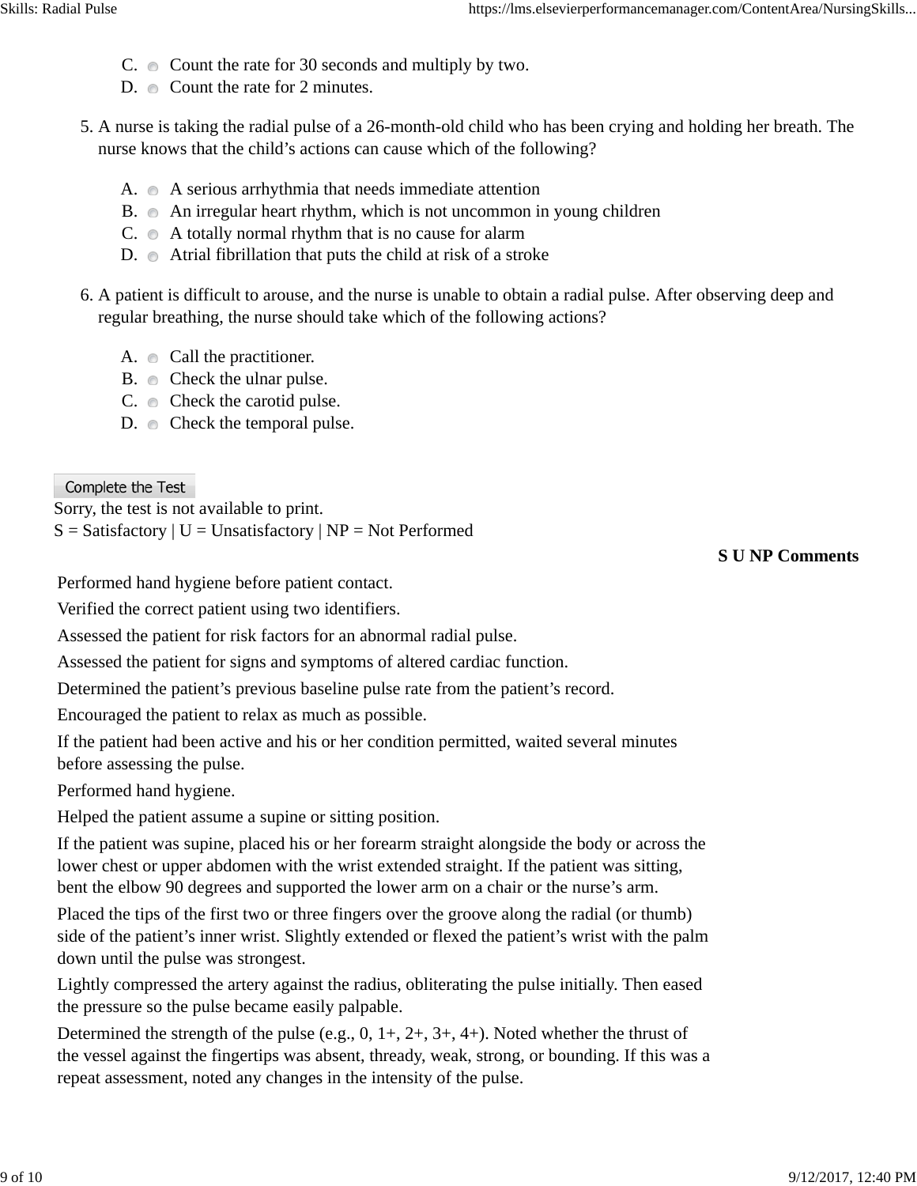C. Count the rate for 30 seconds and multiply by two.
D. Count the rate for 2 minutes.

5. A nurse is taking the radial pulse of a 26-month-old child who has been crying and holding her breath. The nurse knows that the child's actions can cause which of the following?

   A. A serious arrhythmia that needs immediate attention
   B. An irregular heart rhythm, which is not uncommon in young children
   C. A totally normal rhythm that is no cause for alarm
   D. Atrial fibrillation that puts the child at risk of a stroke

6. A patient is difficult to arouse, and the nurse is unable to obtain a radial pulse. After observing deep and regular breathing, the nurse should take which of the following actions?

   A. Call the practitioner.
   B. Check the ulnar pulse.
   C. Check the carotid pulse.
   D. Check the temporal pulse.

Complete the Test

Sorry, the test is not available to print.

S = Satisfactory | U = Unsatisfactory | NP = Not Performed

| | S | U | NP | Comments |
|---|---|---|---|---|
| Performed hand hygiene before patient contact. | | | | |
| Verified the correct patient using two identifiers. | | | | |
| Assessed the patient for risk factors for an abnormal radial pulse. | | | | |
| Assessed the patient for signs and symptoms of altered cardiac function. | | | | |
| Determined the patient's previous baseline pulse rate from the patient's record. | | | | |
| Encouraged the patient to relax as much as possible. | | | | |
| If the patient had been active and his or her condition permitted, waited several minutes before assessing the pulse. | | | | |
| Performed hand hygiene. | | | | |
| Helped the patient assume a supine or sitting position. | | | | |
| If the patient was supine, placed his or her forearm straight alongside the body or across the lower chest or upper abdomen with the wrist extended straight. If the patient was sitting, bent the elbow 90 degrees and supported the lower arm on a chair or the nurse's arm. | | | | |
| Placed the tips of the first two or three fingers over the groove along the radial (or thumb) side of the patient's inner wrist. Slightly extended or flexed the patient's wrist with the palm down until the pulse was strongest. | | | | |
| Lightly compressed the artery against the radius, obliterating the pulse initially. Then eased the pressure so the pulse became easily palpable. | | | | |
| Determined the strength of the pulse (e.g., 0, 1+, 2+, 3+, 4+). Noted whether the thrust of the vessel against the fingertips was absent, thready, weak, strong, or bounding. If this was a repeat assessment, noted any changes in the intensity of the pulse. | | | | |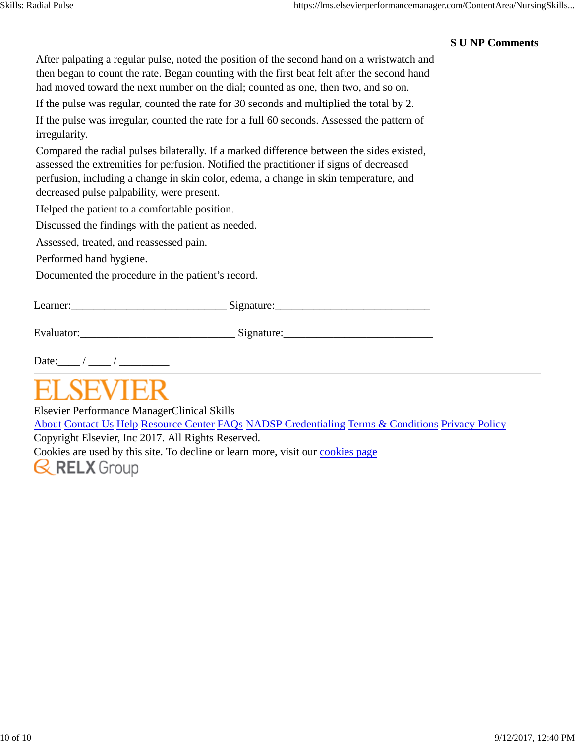S U NP Comments

After palpating a regular pulse, noted the position of the second hand on a wristwatch and then began to count the rate. Began counting with the first beat felt after the second hand had moved toward the next number on the dial; counted as one, then two, and so on.

If the pulse was regular, counted the rate for 30 seconds and multiplied the total by 2.

If the pulse was irregular, counted the rate for a full 60 seconds. Assessed the pattern of irregularity.

Compared the radial pulses bilaterally. If a marked difference between the sides existed, assessed the extremities for perfusion. Notified the practitioner if signs of decreased perfusion, including a change in skin color, edema, a change in skin temperature, and decreased pulse palpability, were present.

Helped the patient to a comfortable position.

Discussed the findings with the patient as needed.

Assessed, treated, and reassessed pain.

Performed hand hygiene.

Documented the procedure in the patient's record.

Learner:_____________________________ Signature:_____________________________

Evaluator:_____________________________ Signature:_____________________________

Date:____ / ____ / _________

---

ELSEVIER

Elsevier Performance ManagerClinical Skills

About Contact Us Help Resource Center FAQs NADSP Credentialing Terms & Conditions Privacy Policy

Copyright Elsevier, Inc 2017. All Rights Reserved.

Cookies are used by this site. To decline or learn more, visit our cookies page

RELX Group